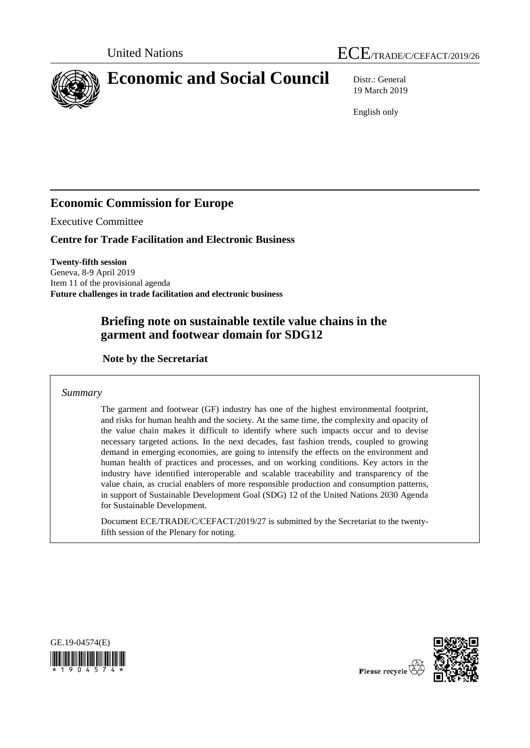United Nations

# ECE/TRADE/C/CEFACT/2019/26

# Economic and Social Council

Distr.: General
19 March 2019

English only

## Economic Commission for Europe

Executive Committee

### Centre for Trade Facilitation and Electronic Business

**Twenty-fifth session**
Geneva, 8-9 April 2019
Item 11 of the provisional agenda
**Future challenges in trade facilitation and electronic business**

## Briefing note on sustainable textile value chains in the garment and footwear domain for SDG12

### Note by the Secretariat

*Summary*

The garment and footwear (GF) industry has one of the highest environmental footprint, and risks for human health and the society. At the same time, the complexity and opacity of the value chain makes it difficult to identify where such impacts occur and to devise necessary targeted actions. In the next decades, fast fashion trends, coupled to growing demand in emerging economies, are going to intensify the effects on the environment and human health of practices and processes, and on working conditions. Key actors in the industry have identified interoperable and scalable traceability and transparency of the value chain, as crucial enablers of more responsible production and consumption patterns, in support of Sustainable Development Goal (SDG) 12 of the United Nations 2030 Agenda for Sustainable Development.

Document ECE/TRADE/C/CEFACT/2019/27 is submitted by the Secretariat to the twenty-fifth session of the Plenary for noting.

GE.19-04574(E)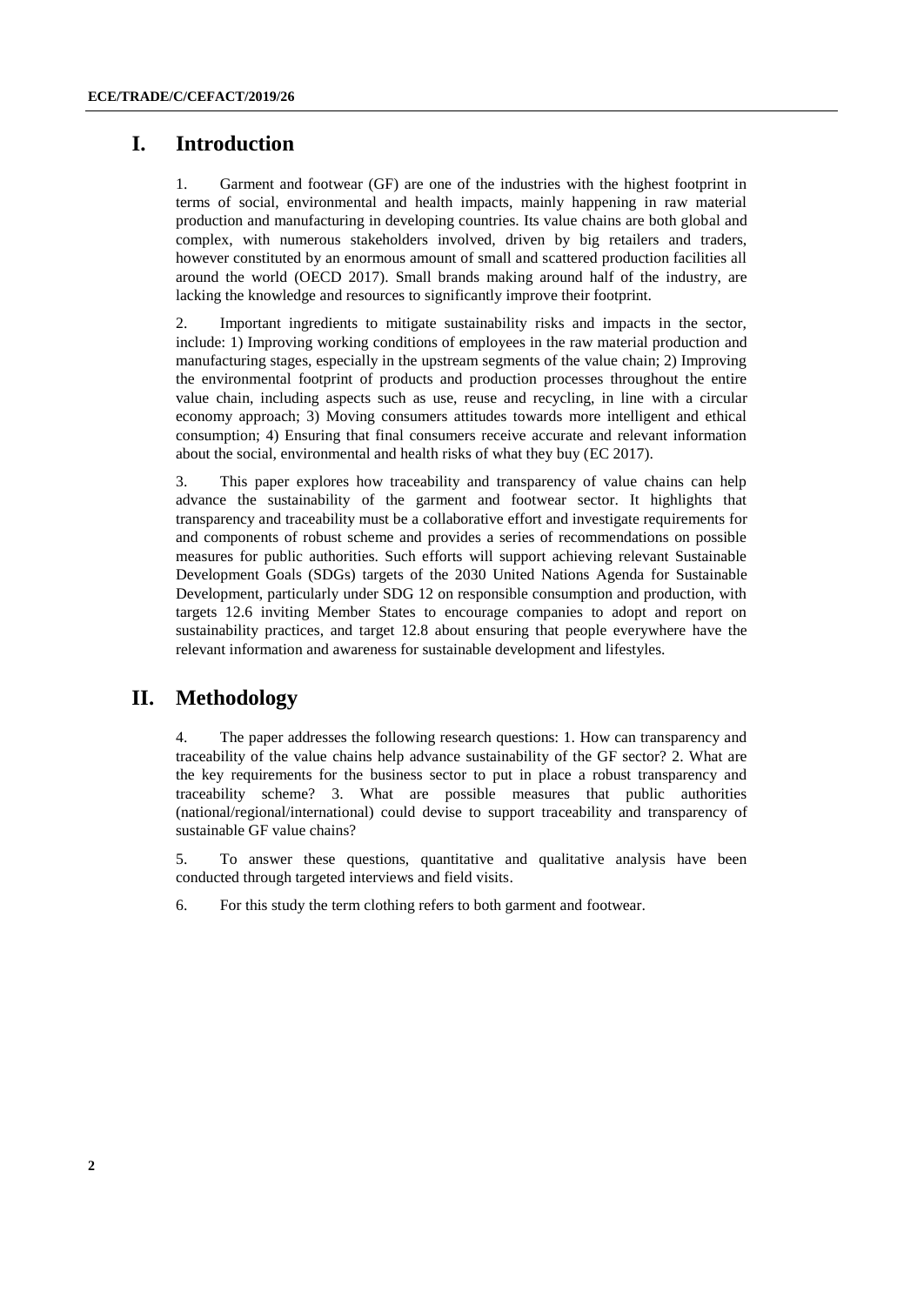# I. Introduction

1. Garment and footwear (GF) are one of the industries with the highest footprint in terms of social, environmental and health impacts, mainly happening in raw material production and manufacturing in developing countries. Its value chains are both global and complex, with numerous stakeholders involved, driven by big retailers and traders, however constituted by an enormous amount of small and scattered production facilities all around the world (OECD 2017). Small brands making around half of the industry, are lacking the knowledge and resources to significantly improve their footprint.

2. Important ingredients to mitigate sustainability risks and impacts in the sector, include: 1) Improving working conditions of employees in the raw material production and manufacturing stages, especially in the upstream segments of the value chain; 2) Improving the environmental footprint of products and production processes throughout the entire value chain, including aspects such as use, reuse and recycling, in line with a circular economy approach; 3) Moving consumers attitudes towards more intelligent and ethical consumption; 4) Ensuring that final consumers receive accurate and relevant information about the social, environmental and health risks of what they buy (EC 2017).

3. This paper explores how traceability and transparency of value chains can help advance the sustainability of the garment and footwear sector. It highlights that transparency and traceability must be a collaborative effort and investigate requirements for and components of robust scheme and provides a series of recommendations on possible measures for public authorities. Such efforts will support achieving relevant Sustainable Development Goals (SDGs) targets of the 2030 United Nations Agenda for Sustainable Development, particularly under SDG 12 on responsible consumption and production, with targets 12.6 inviting Member States to encourage companies to adopt and report on sustainability practices, and target 12.8 about ensuring that people everywhere have the relevant information and awareness for sustainable development and lifestyles.

# II. Methodology

4. The paper addresses the following research questions: 1. How can transparency and traceability of the value chains help advance sustainability of the GF sector? 2. What are the key requirements for the business sector to put in place a robust transparency and traceability scheme? 3. What are possible measures that public authorities (national/regional/international) could devise to support traceability and transparency of sustainable GF value chains?

5. To answer these questions, quantitative and qualitative analysis have been conducted through targeted interviews and field visits.

6. For this study the term clothing refers to both garment and footwear.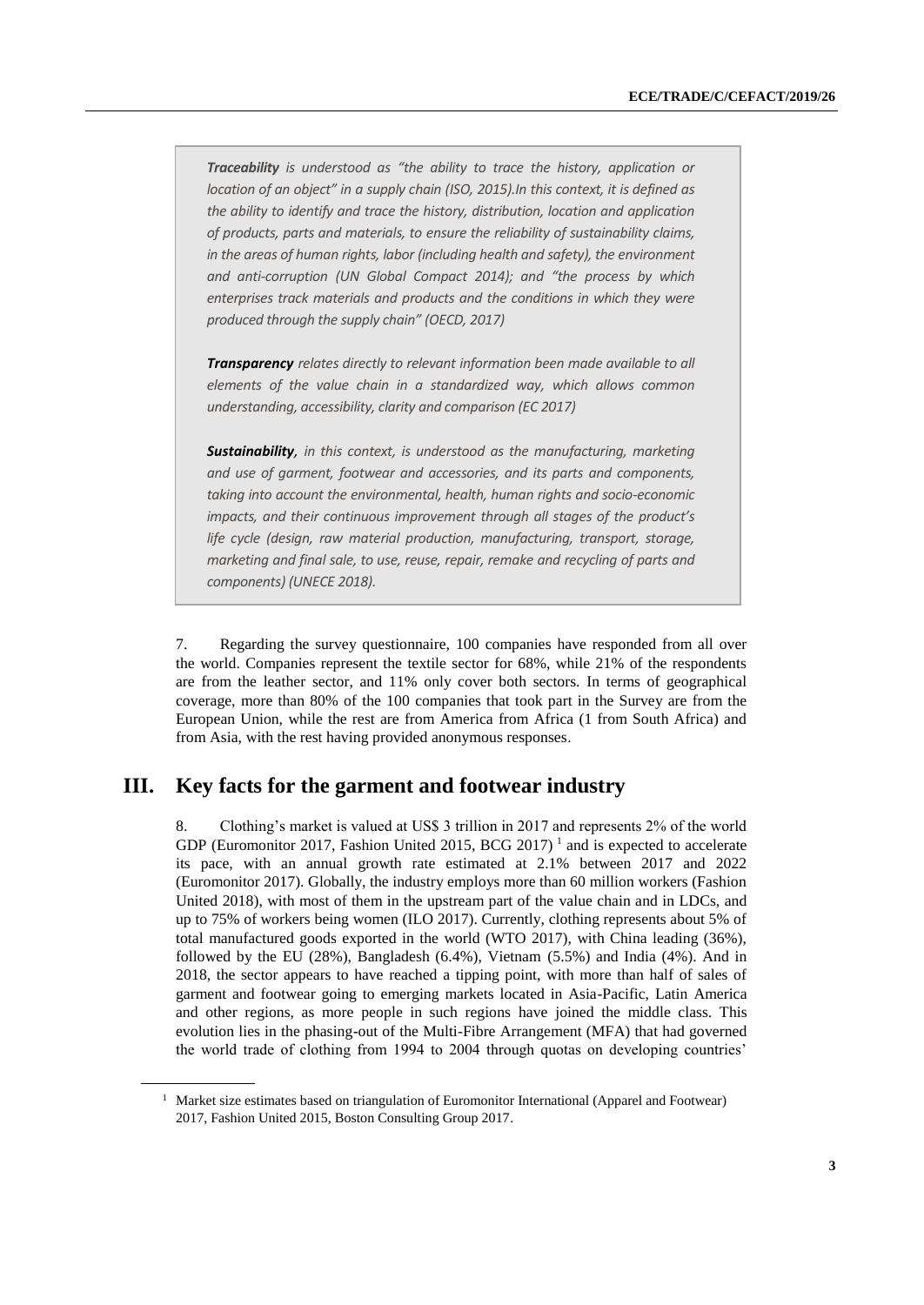***Traceability*** *is understood as "the ability to trace the history, application or location of an object" in a supply chain (ISO, 2015).In this context, it is defined as the ability to identify and trace the history, distribution, location and application of products, parts and materials, to ensure the reliability of sustainability claims, in the areas of human rights, labor (including health and safety), the environment and anti-corruption (UN Global Compact 2014); and "the process by which enterprises track materials and products and the conditions in which they were produced through the supply chain" (OECD, 2017)*

***Transparency*** *relates directly to relevant information been made available to all elements of the value chain in a standardized way, which allows common understanding, accessibility, clarity and comparison (EC 2017)*

***Sustainability****, in this context, is understood as the manufacturing, marketing and use of garment, footwear and accessories, and its parts and components, taking into account the environmental, health, human rights and socio-economic impacts, and their continuous improvement through all stages of the product's life cycle (design, raw material production, manufacturing, transport, storage, marketing and final sale, to use, reuse, repair, remake and recycling of parts and components) (UNECE 2018).*

7. Regarding the survey questionnaire, 100 companies have responded from all over the world. Companies represent the textile sector for 68%, while 21% of the respondents are from the leather sector, and 11% only cover both sectors. In terms of geographical coverage, more than 80% of the 100 companies that took part in the Survey are from the European Union, while the rest are from America from Africa (1 from South Africa) and from Asia, with the rest having provided anonymous responses.

## III. Key facts for the garment and footwear industry

8. Clothing's market is valued at US$ 3 trillion in 2017 and represents 2% of the world GDP (Euromonitor 2017, Fashion United 2015, BCG 2017) [1] and is expected to accelerate its pace, with an annual growth rate estimated at 2.1% between 2017 and 2022 (Euromonitor 2017). Globally, the industry employs more than 60 million workers (Fashion United 2018), with most of them in the upstream part of the value chain and in LDCs, and up to 75% of workers being women (ILO 2017). Currently, clothing represents about 5% of total manufactured goods exported in the world (WTO 2017), with China leading (36%), followed by the EU (28%), Bangladesh (6.4%), Vietnam (5.5%) and India (4%). And in 2018, the sector appears to have reached a tipping point, with more than half of sales of garment and footwear going to emerging markets located in Asia-Pacific, Latin America and other regions, as more people in such regions have joined the middle class. This evolution lies in the phasing-out of the Multi-Fibre Arrangement (MFA) that had governed the world trade of clothing from 1994 to 2004 through quotas on developing countries'

[1] Market size estimates based on triangulation of Euromonitor International (Apparel and Footwear) 2017, Fashion United 2015, Boston Consulting Group 2017.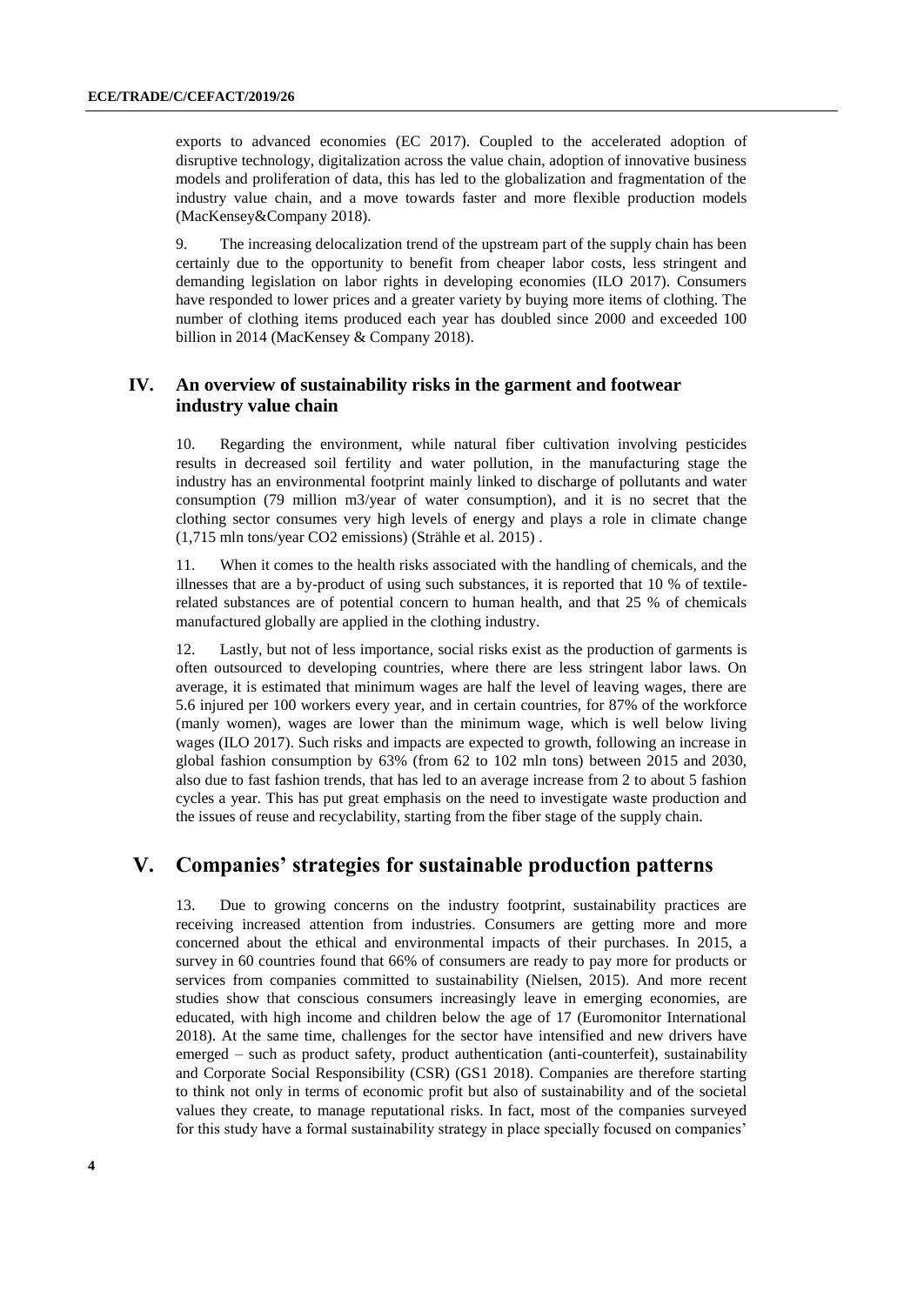exports to advanced economies (EC 2017). Coupled to the accelerated adoption of disruptive technology, digitalization across the value chain, adoption of innovative business models and proliferation of data, this has led to the globalization and fragmentation of the industry value chain, and a move towards faster and more flexible production models (MacKensey&Company 2018).

9. The increasing delocalization trend of the upstream part of the supply chain has been certainly due to the opportunity to benefit from cheaper labor costs, less stringent and demanding legislation on labor rights in developing economies (ILO 2017). Consumers have responded to lower prices and a greater variety by buying more items of clothing. The number of clothing items produced each year has doubled since 2000 and exceeded 100 billion in 2014 (MacKensey & Company 2018).

## IV. An overview of sustainability risks in the garment and footwear industry value chain

10. Regarding the environment, while natural fiber cultivation involving pesticides results in decreased soil fertility and water pollution, in the manufacturing stage the industry has an environmental footprint mainly linked to discharge of pollutants and water consumption (79 million m3/year of water consumption), and it is no secret that the clothing sector consumes very high levels of energy and plays a role in climate change (1,715 mln tons/year CO2 emissions) (Strähle et al. 2015) .

11. When it comes to the health risks associated with the handling of chemicals, and the illnesses that are a by-product of using such substances, it is reported that 10 % of textile-related substances are of potential concern to human health, and that 25 % of chemicals manufactured globally are applied in the clothing industry.

12. Lastly, but not of less importance, social risks exist as the production of garments is often outsourced to developing countries, where there are less stringent labor laws. On average, it is estimated that minimum wages are half the level of leaving wages, there are 5.6 injured per 100 workers every year, and in certain countries, for 87% of the workforce (manly women), wages are lower than the minimum wage, which is well below living wages (ILO 2017). Such risks and impacts are expected to growth, following an increase in global fashion consumption by 63% (from 62 to 102 mln tons) between 2015 and 2030, also due to fast fashion trends, that has led to an average increase from 2 to about 5 fashion cycles a year. This has put great emphasis on the need to investigate waste production and the issues of reuse and recyclability, starting from the fiber stage of the supply chain.

## V. Companies' strategies for sustainable production patterns

13. Due to growing concerns on the industry footprint, sustainability practices are receiving increased attention from industries. Consumers are getting more and more concerned about the ethical and environmental impacts of their purchases. In 2015, a survey in 60 countries found that 66% of consumers are ready to pay more for products or services from companies committed to sustainability (Nielsen, 2015). And more recent studies show that conscious consumers increasingly leave in emerging economies, are educated, with high income and children below the age of 17 (Euromonitor International 2018). At the same time, challenges for the sector have intensified and new drivers have emerged – such as product safety, product authentication (anti-counterfeit), sustainability and Corporate Social Responsibility (CSR) (GS1 2018). Companies are therefore starting to think not only in terms of economic profit but also of sustainability and of the societal values they create, to manage reputational risks. In fact, most of the companies surveyed for this study have a formal sustainability strategy in place specially focused on companies'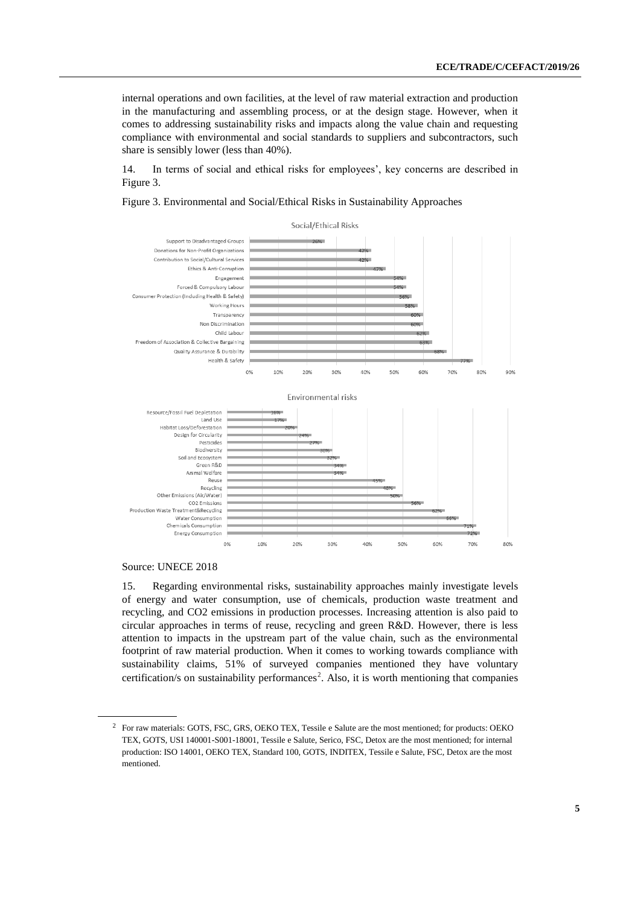internal operations and own facilities, at the level of raw material extraction and production in the manufacturing and assembling process, or at the design stage. However, when it comes to addressing sustainability risks and impacts along the value chain and requesting compliance with environmental and social standards to suppliers and subcontractors, such share is sensibly lower (less than 40%).

14. In terms of social and ethical risks for employees', key concerns are described in Figure 3.

Figure 3. Environmental and Social/Ethical Risks in Sustainability Approaches

**Social/Ethical Risks**

| Risk | Share |
| --- | --- |
| Support to Disadvantaged Groups | 26% |
| Donations for Non-Profit Organizations | 42% |
| Contribution to Social/Cultural Services | 42% |
| Ethics & Anti-Corruption | 47% |
| Engagement | 54% |
| Forced & Compulsory Labour | 54% |
| Consumer Protection (Including Health & Safety) | 56% |
| Working Hours | 58% |
| Transparency | 60% |
| Non Discrimination | 60% |
| Child Labour | 62% |
| Freedom of Association & Collective Bargaining | 63% |
| Quality Assurance & Durability | 68% |
| Health & Safety | 77% |

**Environmental risks**

| Risk | Share |
| --- | --- |
| Resource/Fossil Fuel Depletion | 16% |
| Land Use | 17% |
| Habitat Loss/Deforestation | 20% |
| Design for Circularity | 24% |
| Pesticides | 27% |
| Biodiversity | 30% |
| Soil and Ecosystem | 32% |
| Green R&D | 34% |
| Animal Welfare | 34% |
| Reuse | 45% |
| Recycling | 48% |
| Other Emissions (Air/Water) | 50% |
| $CO_2$ Emissions | 56% |
| Production Waste Treatment&Recycling | 62% |
| Water Consumption | 66% |
| Chemicals Consumption | 71% |
| Energy Consumption | 72% |

Source: UNECE 2018

15. Regarding environmental risks, sustainability approaches mainly investigate levels of energy and water consumption, use of chemicals, production waste treatment and recycling, and $CO_2$ emissions in production processes. Increasing attention is also paid to circular approaches in terms of reuse, recycling and green R&D. However, there is less attention to impacts in the upstream part of the value chain, such as the environmental footprint of raw material production. When it comes to working towards compliance with sustainability claims, 51% of surveyed companies mentioned they have voluntary certification/s on sustainability performances[2]. Also, it is worth mentioning that companies

---

[2] For raw materials: GOTS, FSC, GRS, OEKO TEX, Tessile e Salute are the most mentioned; for products: OEKO TEX, GOTS, USI 140001-S001-18001, Tessile e Salute, Serico, FSC, Detox are the most mentioned; for internal production: ISO 14001, OEKO TEX, Standard 100, GOTS, INDITEX, Tessile e Salute, FSC, Detox are the most mentioned.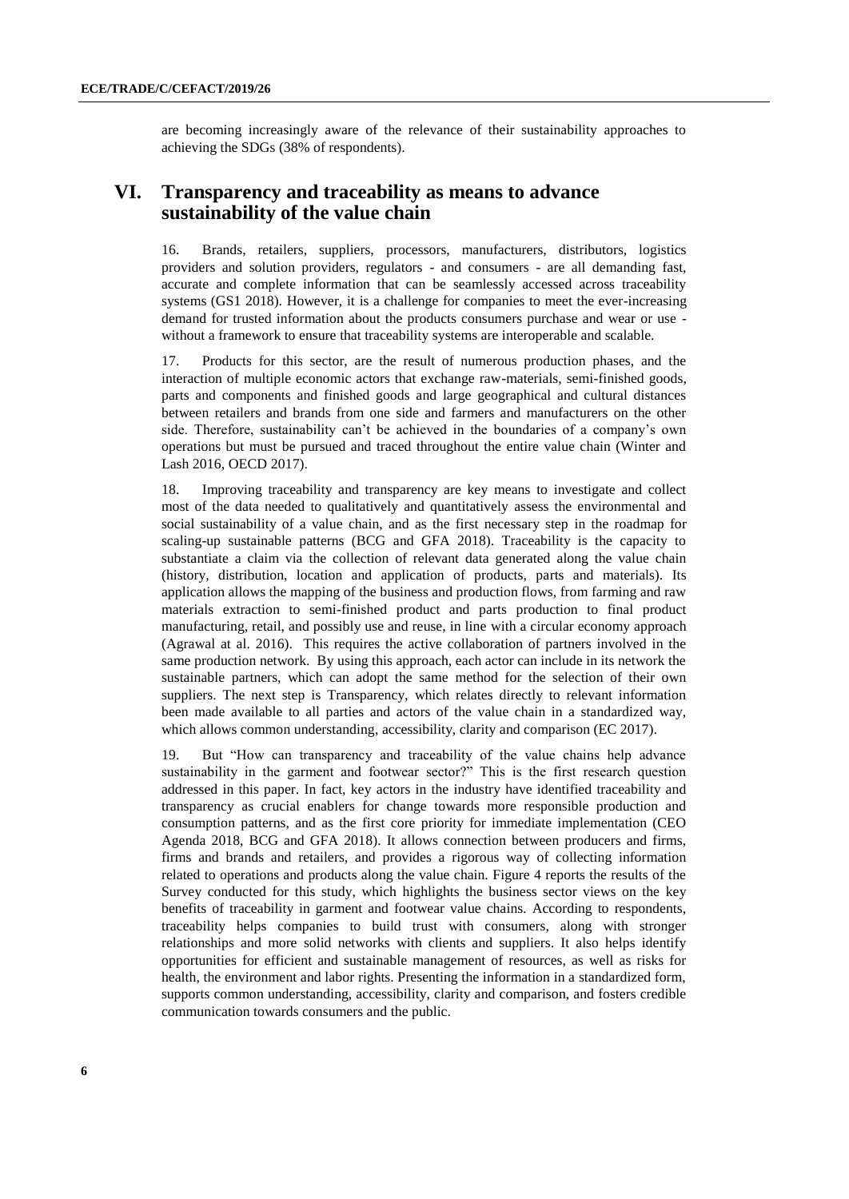are becoming increasingly aware of the relevance of their sustainability approaches to achieving the SDGs (38% of respondents).

## VI. Transparency and traceability as means to advance sustainability of the value chain

16. Brands, retailers, suppliers, processors, manufacturers, distributors, logistics providers and solution providers, regulators - and consumers - are all demanding fast, accurate and complete information that can be seamlessly accessed across traceability systems (GS1 2018). However, it is a challenge for companies to meet the ever-increasing demand for trusted information about the products consumers purchase and wear or use - without a framework to ensure that traceability systems are interoperable and scalable.

17. Products for this sector, are the result of numerous production phases, and the interaction of multiple economic actors that exchange raw-materials, semi-finished goods, parts and components and finished goods and large geographical and cultural distances between retailers and brands from one side and farmers and manufacturers on the other side. Therefore, sustainability can't be achieved in the boundaries of a company's own operations but must be pursued and traced throughout the entire value chain (Winter and Lash 2016, OECD 2017).

18. Improving traceability and transparency are key means to investigate and collect most of the data needed to qualitatively and quantitatively assess the environmental and social sustainability of a value chain, and as the first necessary step in the roadmap for scaling-up sustainable patterns (BCG and GFA 2018). Traceability is the capacity to substantiate a claim via the collection of relevant data generated along the value chain (history, distribution, location and application of products, parts and materials). Its application allows the mapping of the business and production flows, from farming and raw materials extraction to semi-finished product and parts production to final product manufacturing, retail, and possibly use and reuse, in line with a circular economy approach (Agrawal at al. 2016). This requires the active collaboration of partners involved in the same production network. By using this approach, each actor can include in its network the sustainable partners, which can adopt the same method for the selection of their own suppliers. The next step is Transparency, which relates directly to relevant information been made available to all parties and actors of the value chain in a standardized way, which allows common understanding, accessibility, clarity and comparison (EC 2017).

19. But "How can transparency and traceability of the value chains help advance sustainability in the garment and footwear sector?" This is the first research question addressed in this paper. In fact, key actors in the industry have identified traceability and transparency as crucial enablers for change towards more responsible production and consumption patterns, and as the first core priority for immediate implementation (CEO Agenda 2018, BCG and GFA 2018). It allows connection between producers and firms, firms and brands and retailers, and provides a rigorous way of collecting information related to operations and products along the value chain. Figure 4 reports the results of the Survey conducted for this study, which highlights the business sector views on the key benefits of traceability in garment and footwear value chains. According to respondents, traceability helps companies to build trust with consumers, along with stronger relationships and more solid networks with clients and suppliers. It also helps identify opportunities for efficient and sustainable management of resources, as well as risks for health, the environment and labor rights. Presenting the information in a standardized form, supports common understanding, accessibility, clarity and comparison, and fosters credible communication towards consumers and the public.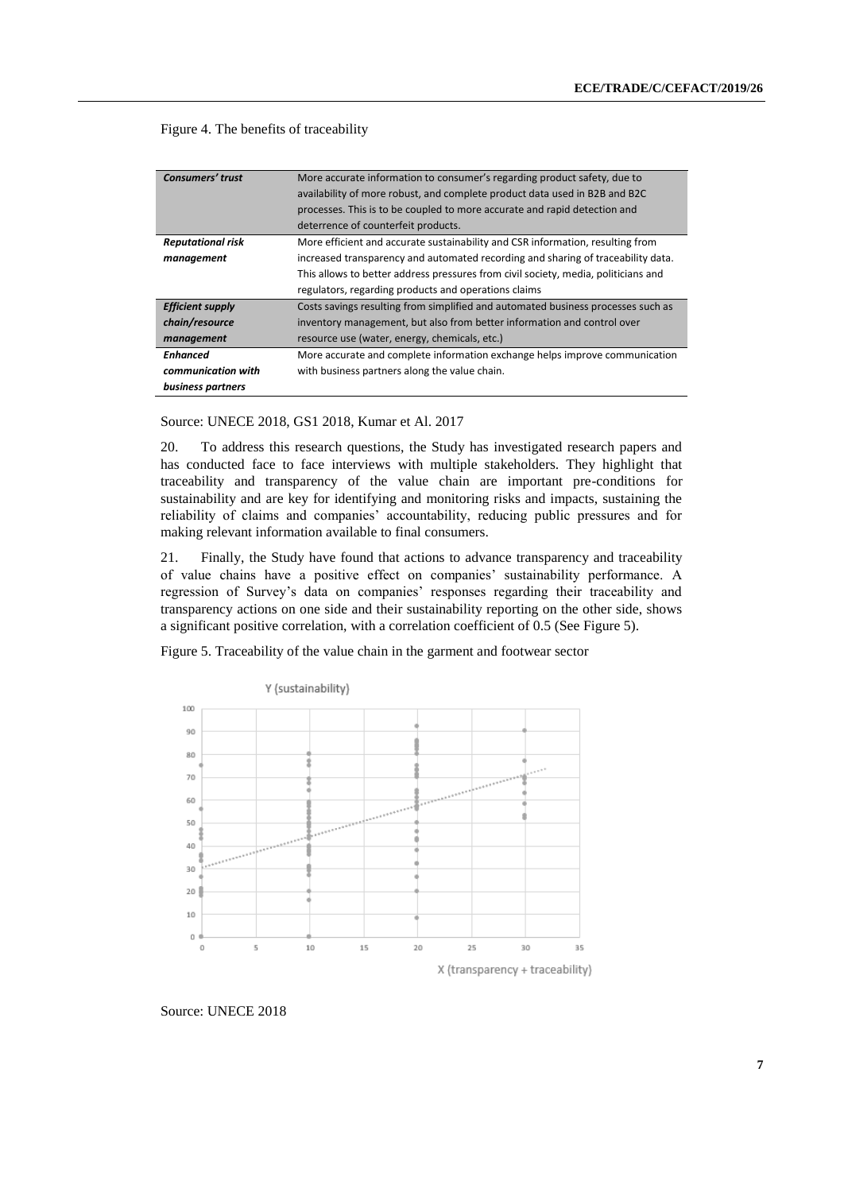Figure 4. The benefits of traceability

| | |
|---|---|
| ***Consumers' trust*** | More accurate information to consumer's regarding product safety, due to availability of more robust, and complete product data used in B2B and B2C processes. This is to be coupled to more accurate and rapid detection and deterrence of counterfeit products. |
| ***Reputational risk management*** | More efficient and accurate sustainability and CSR information, resulting from increased transparency and automated recording and sharing of traceability data. This allows to better address pressures from civil society, media, politicians and regulators, regarding products and operations claims |
| ***Efficient supply chain/resource management*** | Costs savings resulting from simplified and automated business processes such as inventory management, but also from better information and control over resource use (water, energy, chemicals, etc.) |
| ***Enhanced communication with business partners*** | More accurate and complete information exchange helps improve communication with business partners along the value chain. |

Source: UNECE 2018, GS1 2018, Kumar et Al. 2017

20. To address this research questions, the Study has investigated research papers and has conducted face to face interviews with multiple stakeholders. They highlight that traceability and transparency of the value chain are important pre-conditions for sustainability and are key for identifying and monitoring risks and impacts, sustaining the reliability of claims and companies' accountability, reducing public pressures and for making relevant information available to final consumers.

21. Finally, the Study have found that actions to advance transparency and traceability of value chains have a positive effect on companies' sustainability performance. A regression of Survey's data on companies' responses regarding their traceability and transparency actions on one side and their sustainability reporting on the other side, shows a significant positive correlation, with a correlation coefficient of 0.5 (See Figure 5).

Figure 5. Traceability of the value chain in the garment and footwear sector

Source: UNECE 2018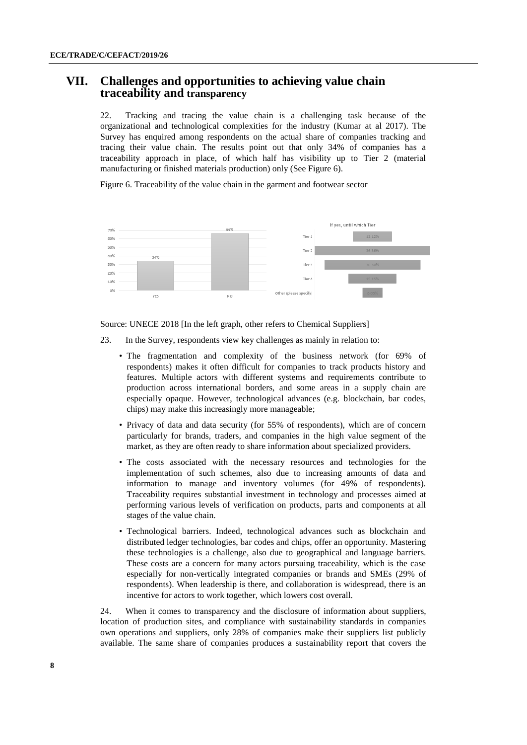# VII. Challenges and opportunities to achieving value chain traceability and transparency

22. Tracking and tracing the value chain is a challenging task because of the organizational and technological complexities for the industry (Kumar at al 2017). The Survey has enquired among respondents on the actual share of companies tracking and tracing their value chain. The results point out that only 34% of companies has a traceability approach in place, of which half has visibility up to Tier 2 (material manufacturing or finished materials production) only (See Figure 6).

Figure 6. Traceability of the value chain in the garment and footwear sector

Source: UNECE 2018 [In the left graph, other refers to Chemical Suppliers]

23. In the Survey, respondents view key challenges as mainly in relation to:

- The fragmentation and complexity of the business network (for 69% of respondents) makes it often difficult for companies to track products history and features. Multiple actors with different systems and requirements contribute to production across international borders, and some areas in a supply chain are especially opaque. However, technological advances (e.g. blockchain, bar codes, chips) may make this increasingly more manageable;
- Privacy of data and data security (for 55% of respondents), which are of concern particularly for brands, traders, and companies in the high value segment of the market, as they are often ready to share information about specialized providers.
- The costs associated with the necessary resources and technologies for the implementation of such schemes, also due to increasing amounts of data and information to manage and inventory volumes (for 49% of respondents). Traceability requires substantial investment in technology and processes aimed at performing various levels of verification on products, parts and components at all stages of the value chain.
- Technological barriers. Indeed, technological advances such as blockchain and distributed ledger technologies, bar codes and chips, offer an opportunity. Mastering these technologies is a challenge, also due to geographical and language barriers. These costs are a concern for many actors pursuing traceability, which is the case especially for non-vertically integrated companies or brands and SMEs (29% of respondents). When leadership is there, and collaboration is widespread, there is an incentive for actors to work together, which lowers cost overall.

24. When it comes to transparency and the disclosure of information about suppliers, location of production sites, and compliance with sustainability standards in companies own operations and suppliers, only 28% of companies make their suppliers list publicly available. The same share of companies produces a sustainability report that covers the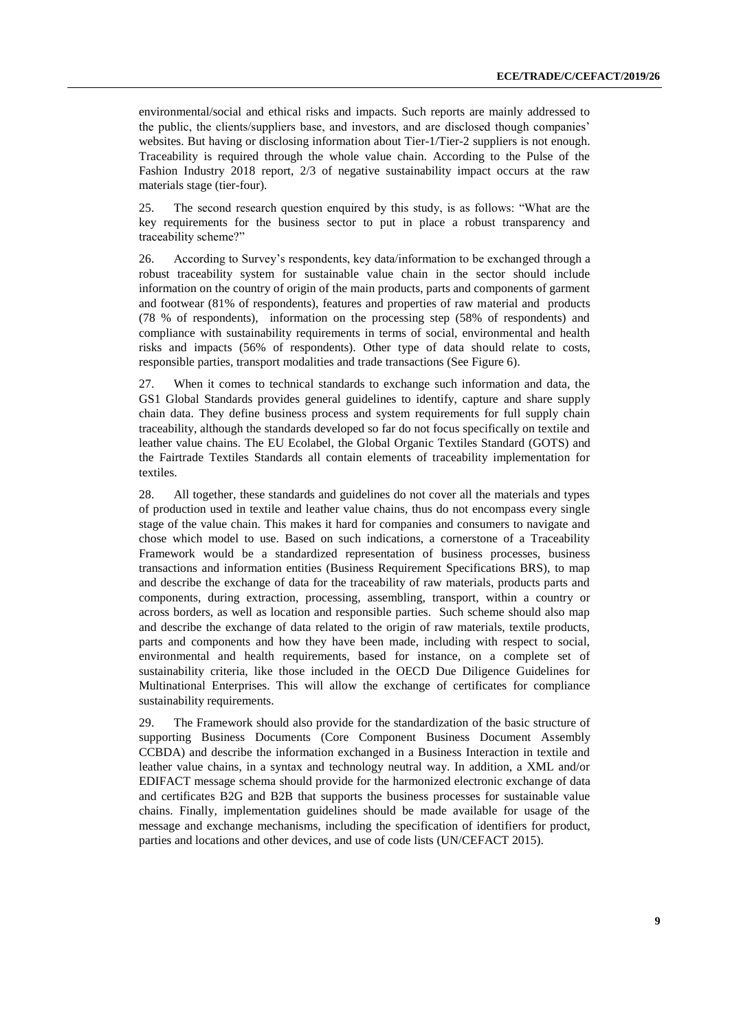environmental/social and ethical risks and impacts. Such reports are mainly addressed to the public, the clients/suppliers base, and investors, and are disclosed though companies' websites. But having or disclosing information about Tier-1/Tier-2 suppliers is not enough. Traceability is required through the whole value chain. According to the Pulse of the Fashion Industry 2018 report, 2/3 of negative sustainability impact occurs at the raw materials stage (tier-four).

25. The second research question enquired by this study, is as follows: "What are the key requirements for the business sector to put in place a robust transparency and traceability scheme?"

26. According to Survey's respondents, key data/information to be exchanged through a robust traceability system for sustainable value chain in the sector should include information on the country of origin of the main products, parts and components of garment and footwear (81% of respondents), features and properties of raw material and products (78 % of respondents), information on the processing step (58% of respondents) and compliance with sustainability requirements in terms of social, environmental and health risks and impacts (56% of respondents). Other type of data should relate to costs, responsible parties, transport modalities and trade transactions (See Figure 6).

27. When it comes to technical standards to exchange such information and data, the GS1 Global Standards provides general guidelines to identify, capture and share supply chain data. They define business process and system requirements for full supply chain traceability, although the standards developed so far do not focus specifically on textile and leather value chains. The EU Ecolabel, the Global Organic Textiles Standard (GOTS) and the Fairtrade Textiles Standards all contain elements of traceability implementation for textiles.

28. All together, these standards and guidelines do not cover all the materials and types of production used in textile and leather value chains, thus do not encompass every single stage of the value chain. This makes it hard for companies and consumers to navigate and chose which model to use. Based on such indications, a cornerstone of a Traceability Framework would be a standardized representation of business processes, business transactions and information entities (Business Requirement Specifications BRS), to map and describe the exchange of data for the traceability of raw materials, products parts and components, during extraction, processing, assembling, transport, within a country or across borders, as well as location and responsible parties. Such scheme should also map and describe the exchange of data related to the origin of raw materials, textile products, parts and components and how they have been made, including with respect to social, environmental and health requirements, based for instance, on a complete set of sustainability criteria, like those included in the OECD Due Diligence Guidelines for Multinational Enterprises. This will allow the exchange of certificates for compliance sustainability requirements.

29. The Framework should also provide for the standardization of the basic structure of supporting Business Documents (Core Component Business Document Assembly CCBDA) and describe the information exchanged in a Business Interaction in textile and leather value chains, in a syntax and technology neutral way. In addition, a XML and/or EDIFACT message schema should provide for the harmonized electronic exchange of data and certificates B2G and B2B that supports the business processes for sustainable value chains. Finally, implementation guidelines should be made available for usage of the message and exchange mechanisms, including the specification of identifiers for product, parties and locations and other devices, and use of code lists (UN/CEFACT 2015).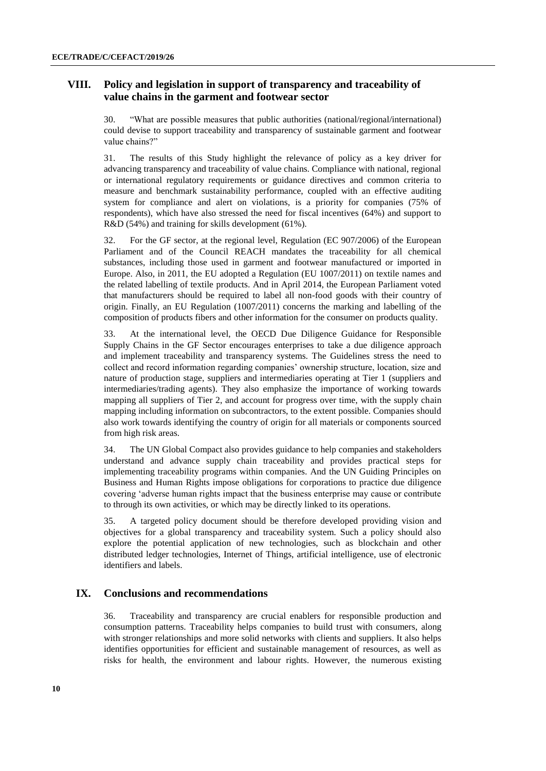## VIII. Policy and legislation in support of transparency and traceability of value chains in the garment and footwear sector

30. "What are possible measures that public authorities (national/regional/international) could devise to support traceability and transparency of sustainable garment and footwear value chains?"

31. The results of this Study highlight the relevance of policy as a key driver for advancing transparency and traceability of value chains. Compliance with national, regional or international regulatory requirements or guidance directives and common criteria to measure and benchmark sustainability performance, coupled with an effective auditing system for compliance and alert on violations, is a priority for companies (75% of respondents), which have also stressed the need for fiscal incentives (64%) and support to R&D (54%) and training for skills development (61%).

32. For the GF sector, at the regional level, Regulation (EC 907/2006) of the European Parliament and of the Council REACH mandates the traceability for all chemical substances, including those used in garment and footwear manufactured or imported in Europe. Also, in 2011, the EU adopted a Regulation (EU 1007/2011) on textile names and the related labelling of textile products. And in April 2014, the European Parliament voted that manufacturers should be required to label all non-food goods with their country of origin. Finally, an EU Regulation (1007/2011) concerns the marking and labelling of the composition of products fibers and other information for the consumer on products quality.

33. At the international level, the OECD Due Diligence Guidance for Responsible Supply Chains in the GF Sector encourages enterprises to take a due diligence approach and implement traceability and transparency systems. The Guidelines stress the need to collect and record information regarding companies' ownership structure, location, size and nature of production stage, suppliers and intermediaries operating at Tier 1 (suppliers and intermediaries/trading agents). They also emphasize the importance of working towards mapping all suppliers of Tier 2, and account for progress over time, with the supply chain mapping including information on subcontractors, to the extent possible. Companies should also work towards identifying the country of origin for all materials or components sourced from high risk areas.

34. The UN Global Compact also provides guidance to help companies and stakeholders understand and advance supply chain traceability and provides practical steps for implementing traceability programs within companies. And the UN Guiding Principles on Business and Human Rights impose obligations for corporations to practice due diligence covering 'adverse human rights impact that the business enterprise may cause or contribute to through its own activities, or which may be directly linked to its operations.

35. A targeted policy document should be therefore developed providing vision and objectives for a global transparency and traceability system. Such a policy should also explore the potential application of new technologies, such as blockchain and other distributed ledger technologies, Internet of Things, artificial intelligence, use of electronic identifiers and labels.

## IX. Conclusions and recommendations

36. Traceability and transparency are crucial enablers for responsible production and consumption patterns. Traceability helps companies to build trust with consumers, along with stronger relationships and more solid networks with clients and suppliers. It also helps identifies opportunities for efficient and sustainable management of resources, as well as risks for health, the environment and labour rights. However, the numerous existing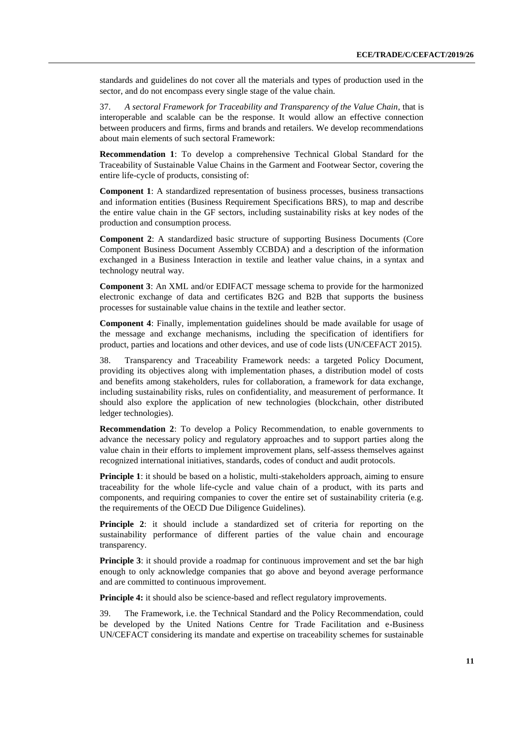standards and guidelines do not cover all the materials and types of production used in the sector, and do not encompass every single stage of the value chain.

37. *A sectoral Framework for Traceability and Transparency of the Value Chain*, that is interoperable and scalable can be the response. It would allow an effective connection between producers and firms, firms and brands and retailers. We develop recommendations about main elements of such sectoral Framework:

**Recommendation 1**: To develop a comprehensive Technical Global Standard for the Traceability of Sustainable Value Chains in the Garment and Footwear Sector, covering the entire life-cycle of products, consisting of:

**Component 1**: A standardized representation of business processes, business transactions and information entities (Business Requirement Specifications BRS), to map and describe the entire value chain in the GF sectors, including sustainability risks at key nodes of the production and consumption process.

**Component 2**: A standardized basic structure of supporting Business Documents (Core Component Business Document Assembly CCBDA) and a description of the information exchanged in a Business Interaction in textile and leather value chains, in a syntax and technology neutral way.

**Component 3**: An XML and/or EDIFACT message schema to provide for the harmonized electronic exchange of data and certificates B2G and B2B that supports the business processes for sustainable value chains in the textile and leather sector.

**Component 4**: Finally, implementation guidelines should be made available for usage of the message and exchange mechanisms, including the specification of identifiers for product, parties and locations and other devices, and use of code lists (UN/CEFACT 2015).

38. Transparency and Traceability Framework needs: a targeted Policy Document, providing its objectives along with implementation phases, a distribution model of costs and benefits among stakeholders, rules for collaboration, a framework for data exchange, including sustainability risks, rules on confidentiality, and measurement of performance. It should also explore the application of new technologies (blockchain, other distributed ledger technologies).

**Recommendation 2**: To develop a Policy Recommendation, to enable governments to advance the necessary policy and regulatory approaches and to support parties along the value chain in their efforts to implement improvement plans, self-assess themselves against recognized international initiatives, standards, codes of conduct and audit protocols.

**Principle 1**: it should be based on a holistic, multi-stakeholders approach, aiming to ensure traceability for the whole life-cycle and value chain of a product, with its parts and components, and requiring companies to cover the entire set of sustainability criteria (e.g. the requirements of the OECD Due Diligence Guidelines).

**Principle 2**: it should include a standardized set of criteria for reporting on the sustainability performance of different parties of the value chain and encourage transparency.

**Principle 3**: it should provide a roadmap for continuous improvement and set the bar high enough to only acknowledge companies that go above and beyond average performance and are committed to continuous improvement.

**Principle 4:** it should also be science-based and reflect regulatory improvements.

39. The Framework, i.e. the Technical Standard and the Policy Recommendation, could be developed by the United Nations Centre for Trade Facilitation and e-Business UN/CEFACT considering its mandate and expertise on traceability schemes for sustainable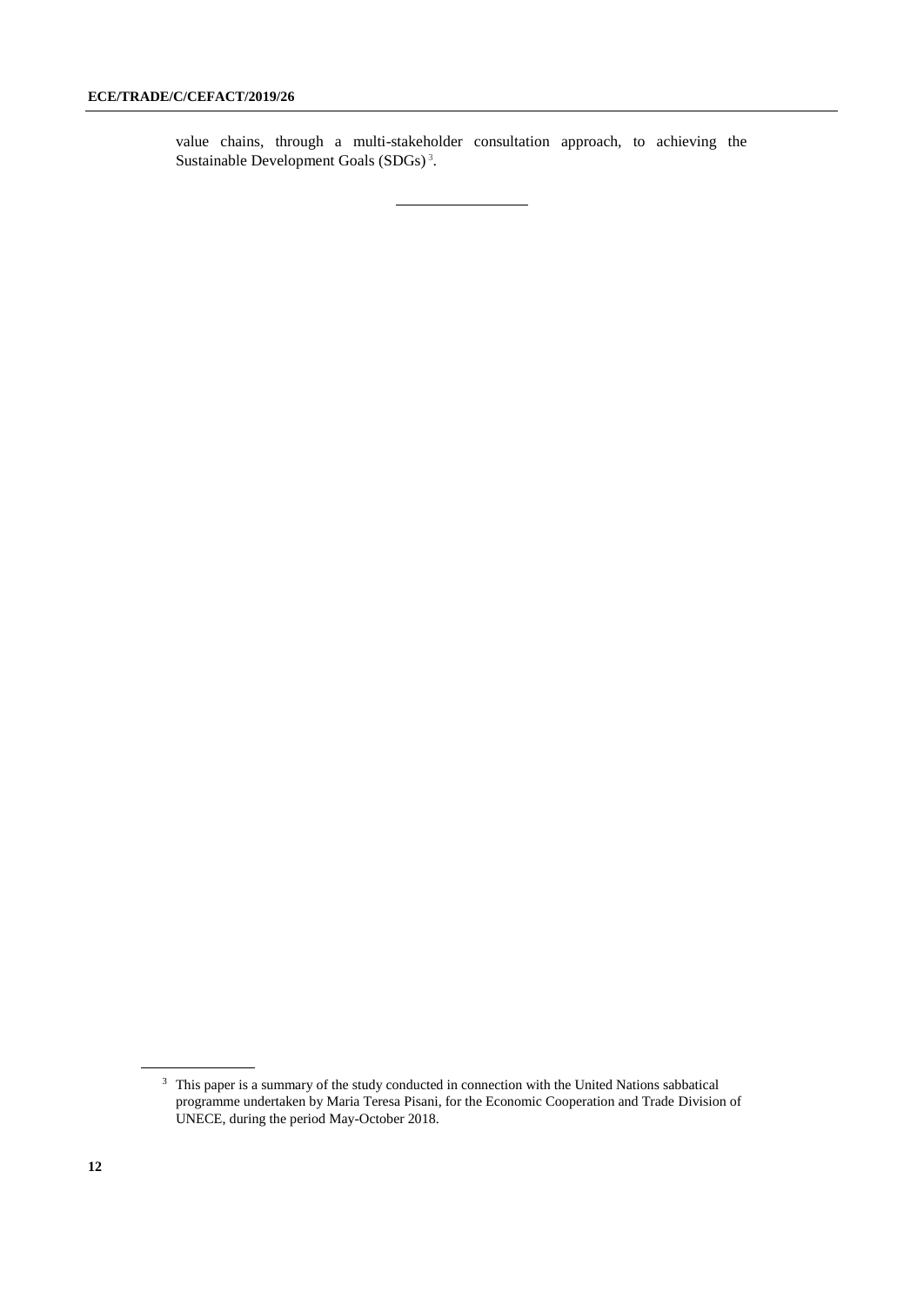value chains, through a multi-stakeholder consultation approach, to achieving the Sustainable Development Goals (SDGs)[3].

---

[3] This paper is a summary of the study conducted in connection with the United Nations sabbatical programme undertaken by Maria Teresa Pisani, for the Economic Cooperation and Trade Division of UNECE, during the period May-October 2018.